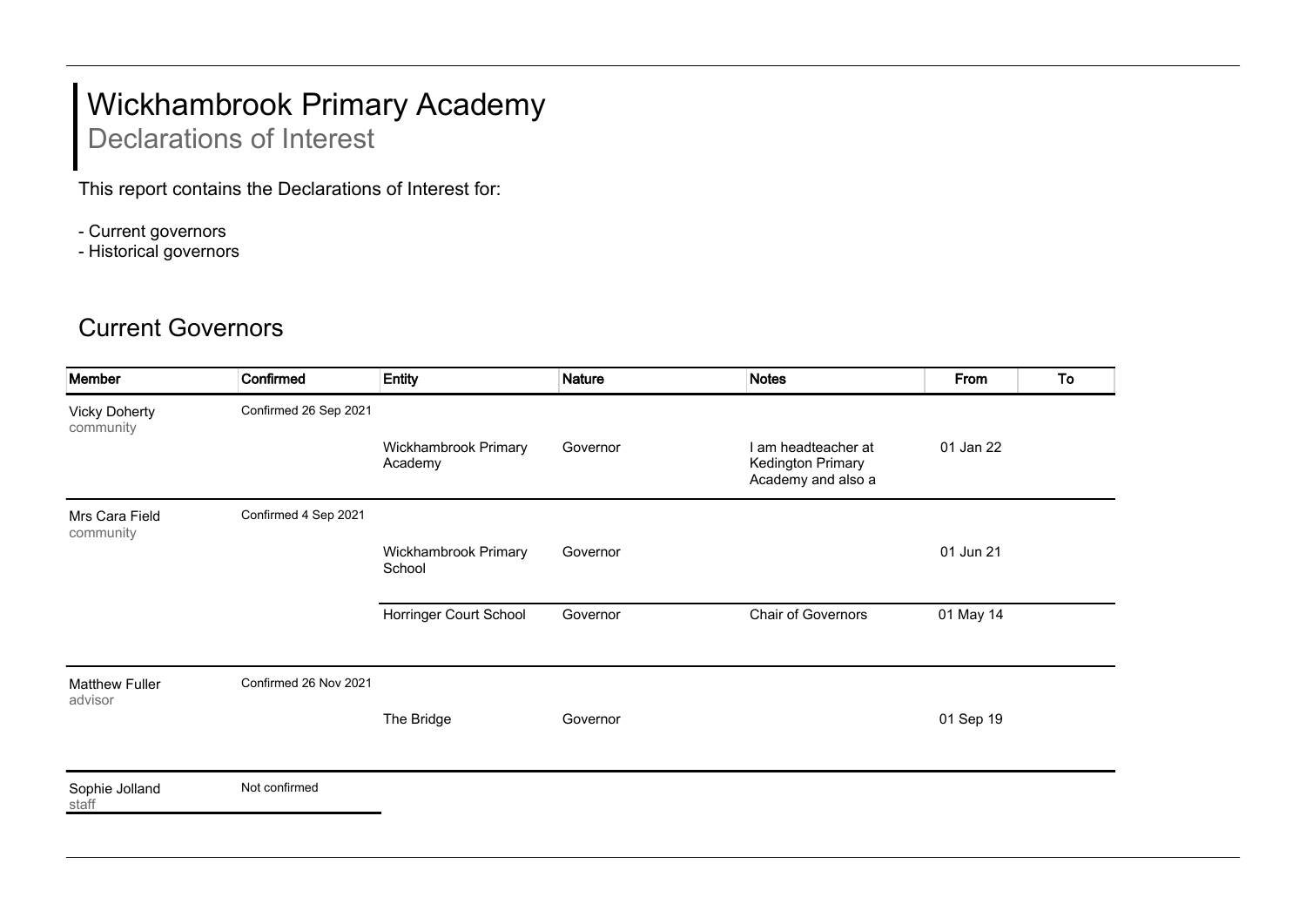# Wickhambrook Primary Academy

## Declarations of Interest

This report contains the Declarations of Interest for:

- Current governors
- Historical governors

## Current Governors

| Member | Confirmed | Entity | Nature | Notes | From | To |
|---|---|---|---|---|---|---|
| Vicky Doherty<br>community | Confirmed 26 Sep 2021 | | | | | |
| | | Wickhambrook Primary Academy | Governor | I am headteacher at Kedington Primary Academy and also a | 01 Jan 22 | |
| Mrs Cara Field<br>community | Confirmed 4 Sep 2021 | | | | | |
| | | Wickhambrook Primary School | Governor | | 01 Jun 21 | |
| | | Horringer Court School | Governor | Chair of Governors | 01 May 14 | |
| Matthew Fuller<br>advisor | Confirmed 26 Nov 2021 | | | | | |
| | | The Bridge | Governor | | 01 Sep 19 | |
| Sophie Jolland<br>staff | Not confirmed | | | | | |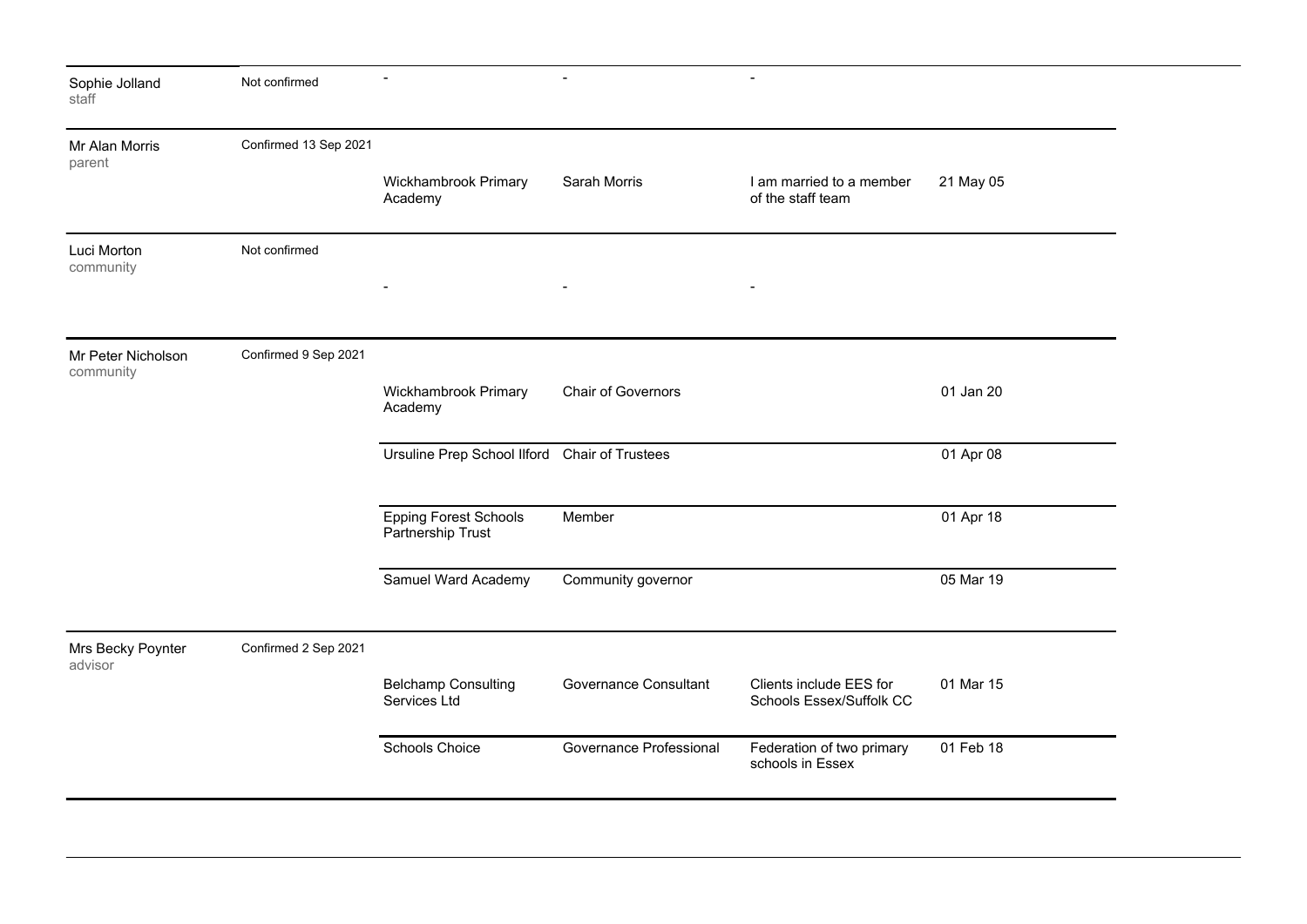| | | | | | |
|---|---|---|---|---|---|
| Sophie Jolland<br>staff | Not confirmed | - | - | - | |
| Mr Alan Morris<br>parent | Confirmed 13 Sep 2021 | Wickhambrook Primary Academy | Sarah Morris | I am married to a member of the staff team | 21 May 05 |
| Luci Morton<br>community | Not confirmed | - | - | - | |
| Mr Peter Nicholson<br>community | Confirmed 9 Sep 2021 | Wickhambrook Primary Academy | Chair of Governors | | 01 Jan 20 |
| | | Ursuline Prep School Ilford | Chair of Trustees | | 01 Apr 08 |
| | | Epping Forest Schools Partnership Trust | Member | | 01 Apr 18 |
| | | Samuel Ward Academy | Community governor | | 05 Mar 19 |
| Mrs Becky Poynter<br>advisor | Confirmed 2 Sep 2021 | Belchamp Consulting Services Ltd | Governance Consultant | Clients include EES for Schools Essex/Suffolk CC | 01 Mar 15 |
| | | Schools Choice | Governance Professional | Federation of two primary schools in Essex | 01 Feb 18 |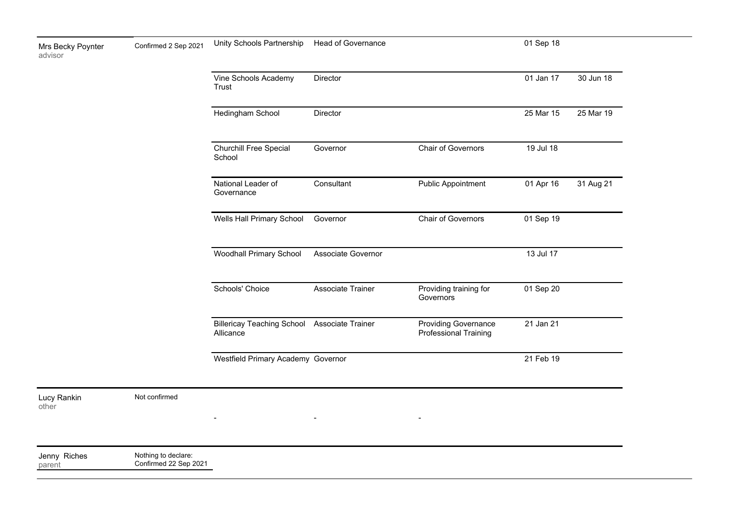| | | | | | | |
|---|---|---|---|---|---|---|
| Mrs Becky Poynter<br>advisor | Confirmed 2 Sep 2021 | Unity Schools Partnership | Head of Governance | | 01 Sep 18 | |
| | | Vine Schools Academy Trust | Director | | 01 Jan 17 | 30 Jun 18 |
| | | Hedingham School | Director | | 25 Mar 15 | 25 Mar 19 |
| | | Churchill Free Special School | Governor | Chair of Governors | 19 Jul 18 | |
| | | National Leader of Governance | Consultant | Public Appointment | 01 Apr 16 | 31 Aug 21 |
| | | Wells Hall Primary School | Governor | Chair of Governors | 01 Sep 19 | |
| | | Woodhall Primary School | Associate Governor | | 13 Jul 17 | |
| | | Schools' Choice | Associate Trainer | Providing training for Governors | 01 Sep 20 | |
| | | Billericay Teaching School Allicance | Associate Trainer | Providing Governance Professional Training | 21 Jan 21 | |
| | | Westfield Primary Academy | Governor | | 21 Feb 19 | |
| Lucy Rankin<br>other | Not confirmed | - | - | - | | |
| Jenny Riches<br>parent | Nothing to declare: Confirmed 22 Sep 2021 | | | | | |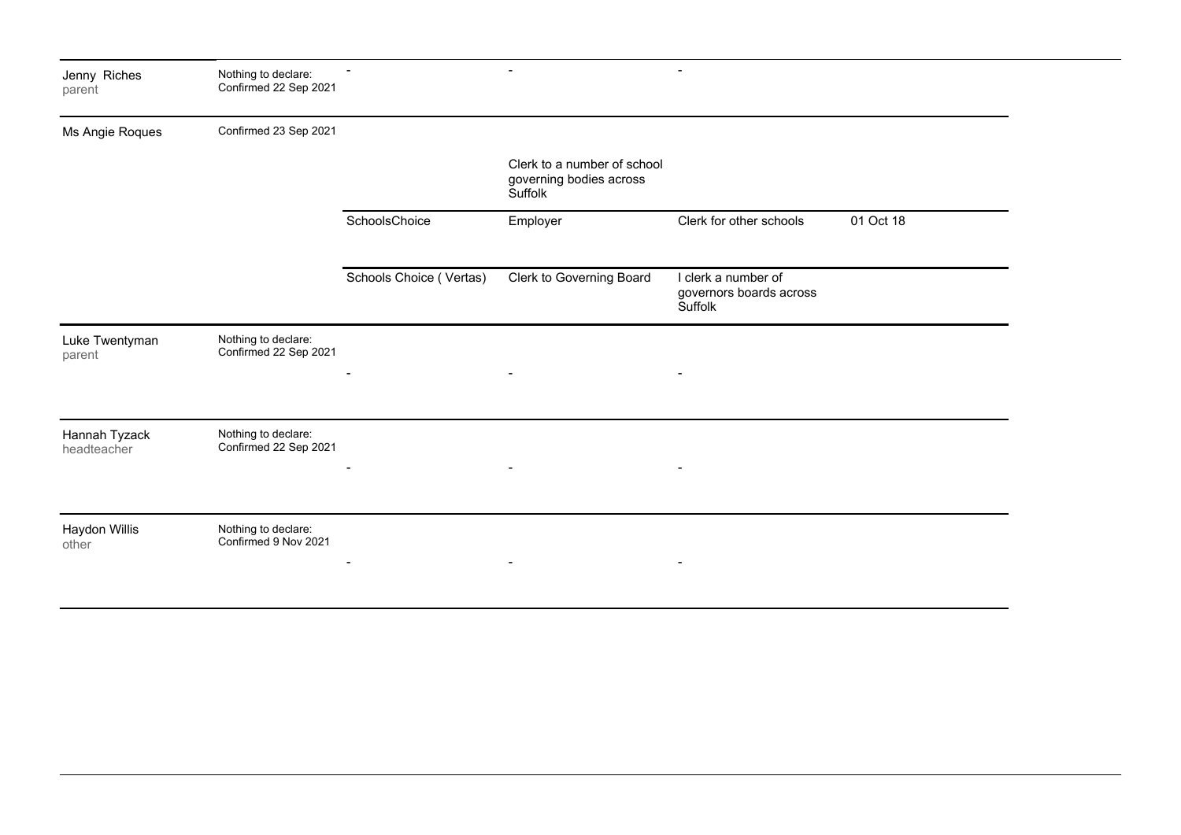| | | | | | |
|---|---|---|---|---|---|
| Jenny Riches<br>parent | Nothing to declare:<br>Confirmed 22 Sep 2021 | - | - | - | |
| Ms Angie Roques | Confirmed 23 Sep 2021 | | | | |
| | | | Clerk to a number of school governing bodies across Suffolk | | |
| | | SchoolsChoice | Employer | Clerk for other schools | 01 Oct 18 |
| | | Schools Choice ( Vertas) | Clerk to Governing Board | I clerk a number of governors boards across Suffolk | |
| Luke Twentyman<br>parent | Nothing to declare:<br>Confirmed 22 Sep 2021 | - | - | - | |
| Hannah Tyzack<br>headteacher | Nothing to declare:<br>Confirmed 22 Sep 2021 | - | - | - | |
| Haydon Willis<br>other | Nothing to declare:<br>Confirmed 9 Nov 2021 | - | - | - | |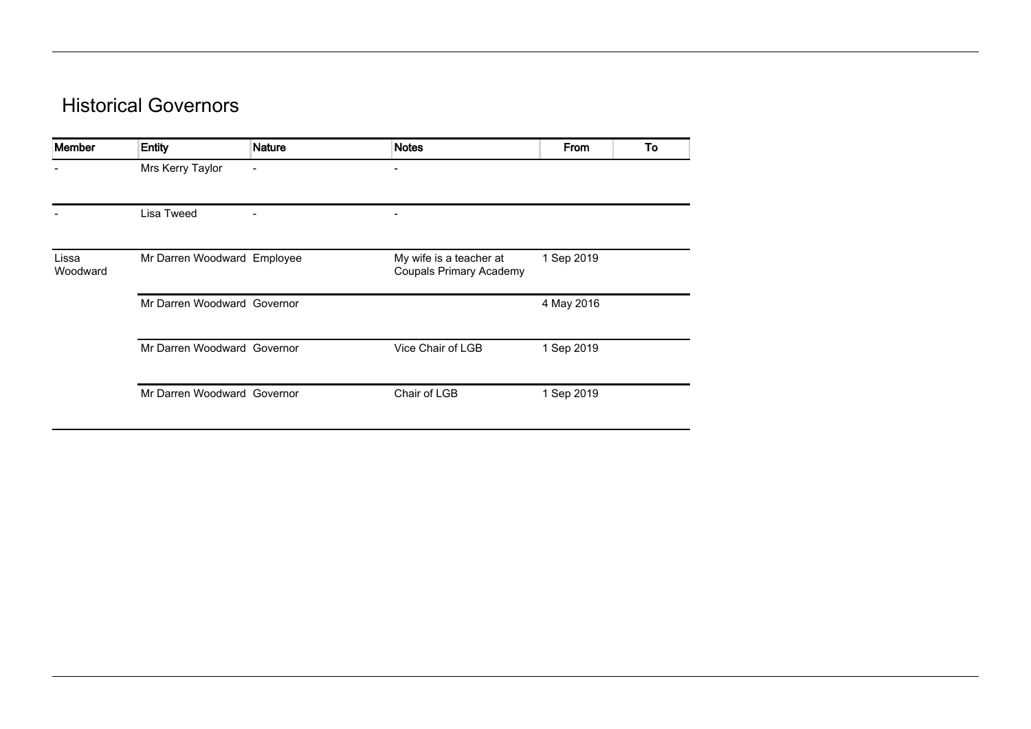## Historical Governors

| Member | Entity | Nature | Notes | From | To |
|---|---|---|---|---|---|
| - | Mrs Kerry Taylor | - | - | | |
| - | Lisa Tweed | - | - | | |
| Lissa Woodward | Mr Darren Woodward | Employee | My wife is a teacher at Coupals Primary Academy | 1 Sep 2019 | |
| | Mr Darren Woodward | Governor | | 4 May 2016 | |
| | Mr Darren Woodward | Governor | Vice Chair of LGB | 1 Sep 2019 | |
| | Mr Darren Woodward | Governor | Chair of LGB | 1 Sep 2019 | |